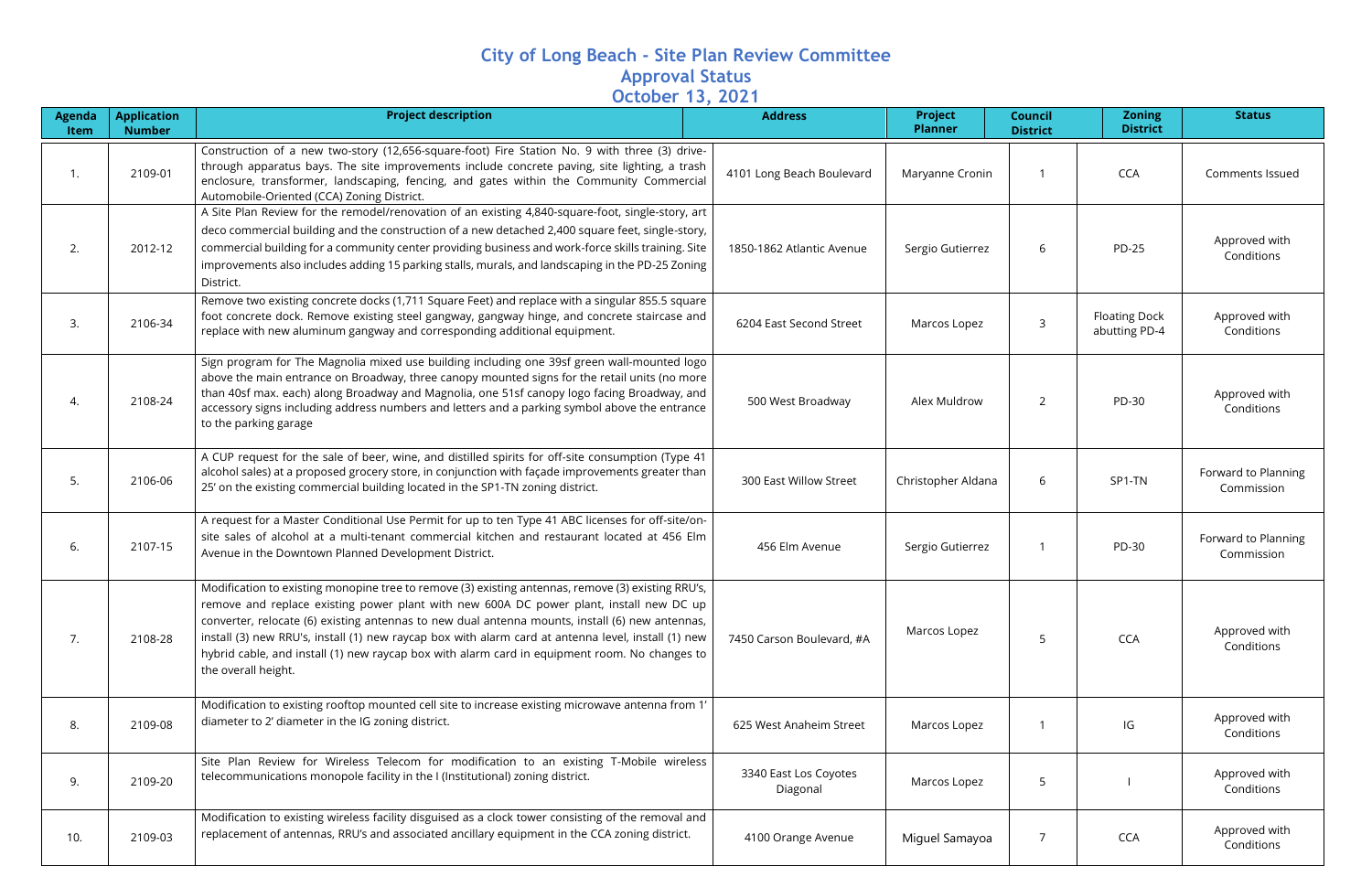# City of Long Beach - Site Plan Review Committee
## Approval Status
## October 13, 2021

| Agenda Item | Application Number | Project description | Address | Project Planner | Council District | Zoning District | Status |
|---|---|---|---|---|---|---|---|
| 1. | 2109-01 | Construction of a new two-story (12,656-square-foot) Fire Station No. 9 with three (3) drive-through apparatus bays. The site improvements include concrete paving, site lighting, a trash enclosure, transformer, landscaping, fencing, and gates within the Community Commercial Automobile-Oriented (CCA) Zoning District. | 4101 Long Beach Boulevard | Maryanne Cronin | 1 | CCA | Comments Issued |
| 2. | 2012-12 | A Site Plan Review for the remodel/renovation of an existing 4,840-square-foot, single-story, art deco commercial building and the construction of a new detached 2,400 square feet, single-story, commercial building for a community center providing business and work-force skills training. Site improvements also includes adding 15 parking stalls, murals, and landscaping in the PD-25 Zoning District. | 1850-1862 Atlantic Avenue | Sergio Gutierrez | 6 | PD-25 | Approved with Conditions |
| 3. | 2106-34 | Remove two existing concrete docks (1,711 Square Feet) and replace with a singular 855.5 square foot concrete dock. Remove existing steel gangway, gangway hinge, and concrete staircase and replace with new aluminum gangway and corresponding additional equipment. | 6204 East Second Street | Marcos Lopez | 3 | Floating Dock abutting PD-4 | Approved with Conditions |
| 4. | 2108-24 | Sign program for The Magnolia mixed use building including one 39sf green wall-mounted logo above the main entrance on Broadway, three canopy mounted signs for the retail units (no more than 40sf max. each) along Broadway and Magnolia, one 51sf canopy logo facing Broadway, and accessory signs including address numbers and letters and a parking symbol above the entrance to the parking garage | 500 West Broadway | Alex Muldrow | 2 | PD-30 | Approved with Conditions |
| 5. | 2106-06 | A CUP request for the sale of beer, wine, and distilled spirits for off-site consumption (Type 41 alcohol sales) at a proposed grocery store, in conjunction with façade improvements greater than 25' on the existing commercial building located in the SP1-TN zoning district. | 300 East Willow Street | Christopher Aldana | 6 | SP1-TN | Forward to Planning Commission |
| 6. | 2107-15 | A request for a Master Conditional Use Permit for up to ten Type 41 ABC licenses for off-site/on-site sales of alcohol at a multi-tenant commercial kitchen and restaurant located at 456 Elm Avenue in the Downtown Planned Development District. | 456 Elm Avenue | Sergio Gutierrez | 1 | PD-30 | Forward to Planning Commission |
| 7. | 2108-28 | Modification to existing monopine tree to remove (3) existing antennas, remove (3) existing RRU's, remove and replace existing power plant with new 600A DC power plant, install new DC up converter, relocate (6) existing antennas to new dual antenna mounts, install (6) new antennas, install (3) new RRU's, install (1) new raycap box with alarm card at antenna level, install (1) new hybrid cable, and install (1) new raycap box with alarm card in equipment room. No changes to the overall height. | 7450 Carson Boulevard, #A | Marcos Lopez | 5 | CCA | Approved with Conditions |
| 8. | 2109-08 | Modification to existing rooftop mounted cell site to increase existing microwave antenna from 1' diameter to 2' diameter in the IG zoning district. | 625 West Anaheim Street | Marcos Lopez | 1 | IG | Approved with Conditions |
| 9. | 2109-20 | Site Plan Review for Wireless Telecom for modification to an existing T-Mobile wireless telecommunications monopole facility in the I (Institutional) zoning district. | 3340 East Los Coyotes Diagonal | Marcos Lopez | 5 | I | Approved with Conditions |
| 10. | 2109-03 | Modification to existing wireless facility disguised as a clock tower consisting of the removal and replacement of antennas, RRU's and associated ancillary equipment in the CCA zoning district. | 4100 Orange Avenue | Miguel Samayoa | 7 | CCA | Approved with Conditions |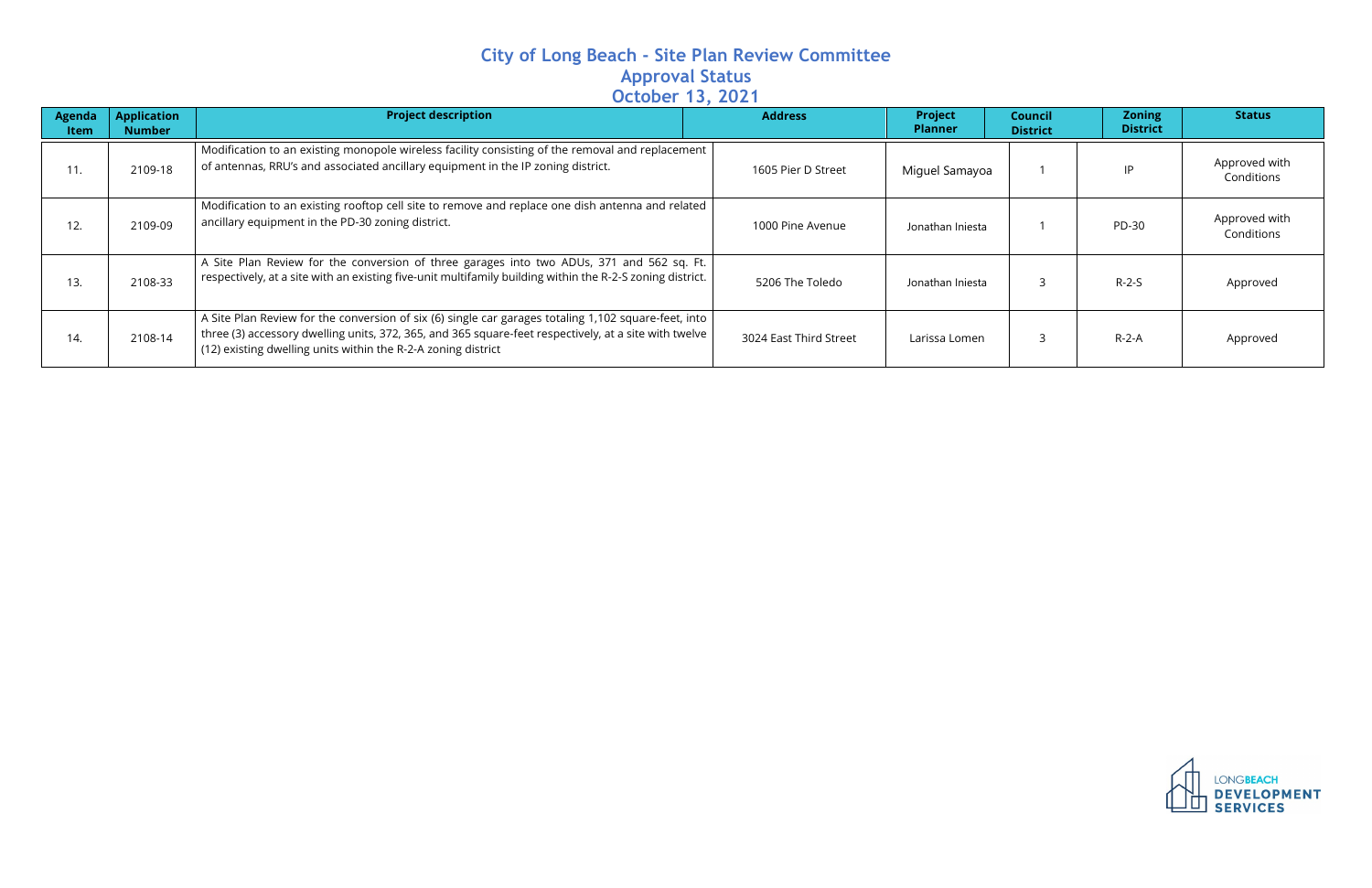# City of Long Beach - Site Plan Review Committee
## Approval Status
## October 13, 2021

| Agenda Item | Application Number | Project description | Address | Project Planner | Council District | Zoning District | Status |
|---|---|---|---|---|---|---|---|
| 11. | 2109-18 | Modification to an existing monopole wireless facility consisting of the removal and replacement of antennas, RRU's and associated ancillary equipment in the IP zoning district. | 1605 Pier D Street | Miguel Samayoa | 1 | IP | Approved with Conditions |
| 12. | 2109-09 | Modification to an existing rooftop cell site to remove and replace one dish antenna and related ancillary equipment in the PD-30 zoning district. | 1000 Pine Avenue | Jonathan Iniesta | 1 | PD-30 | Approved with Conditions |
| 13. | 2108-33 | A Site Plan Review for the conversion of three garages into two ADUs, 371 and 562 sq. Ft. respectively, at a site with an existing five-unit multifamily building within the R-2-S zoning district. | 5206 The Toledo | Jonathan Iniesta | 3 | R-2-S | Approved |
| 14. | 2108-14 | A Site Plan Review for the conversion of six (6) single car garages totaling 1,102 square-feet, into three (3) accessory dwelling units, 372, 365, and 365 square-feet respectively, at a site with twelve (12) existing dwelling units within the R-2-A zoning district | 3024 East Third Street | Larissa Lomen | 3 | R-2-A | Approved |

LONGBEACH DEVELOPMENT SERVICES